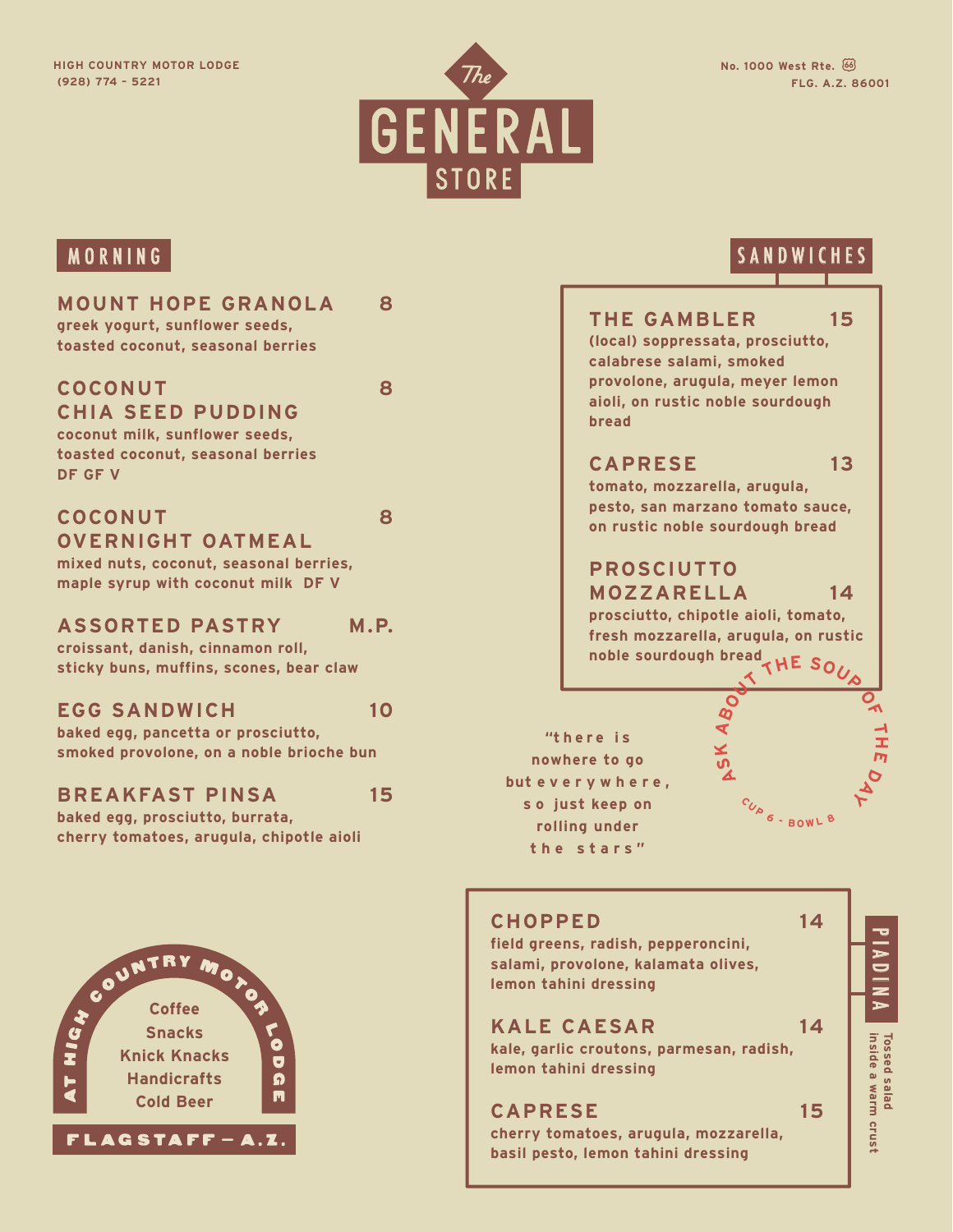HIGH COUNTRY MOTOR LODGE
(928) 774 - 5221

No. 1000 West Rte. 66
FLG. A.Z. 86001

# The GENERAL STORE

## MORNING

**MOUNT HOPE GRANOLA** 8
greek yogurt, sunflower seeds, toasted coconut, seasonal berries

**COCONUT CHIA SEED PUDDING** 8
coconut milk, sunflower seeds, toasted coconut, seasonal berries
DF GF V

**COCONUT OVERNIGHT OATMEAL** 8
mixed nuts, coconut, seasonal berries, maple syrup with coconut milk DF V

**ASSORTED PASTRY** M.P.
croissant, danish, cinnamon roll, sticky buns, muffins, scones, bear claw

**EGG SANDWICH** 10
baked egg, pancetta or prosciutto, smoked provolone, on a noble brioche bun

**BREAKFAST PINSA** 15
baked egg, prosciutto, burrata, cherry tomatoes, arugula, chipotle aioli

## SANDWICHES

**THE GAMBLER** 15
(local) soppressata, prosciutto, calabrese salami, smoked provolone, arugula, meyer lemon aioli, on rustic noble sourdough bread

**CAPRESE** 13
tomato, mozzarella, arugula, pesto, san marzano tomato sauce, on rustic noble sourdough bread

**PROSCIUTTO MOZZARELLA** 14
prosciutto, chipotle aioli, tomato, fresh mozzarella, arugula, on rustic noble sourdough bread

ASK ABOUT THE SOUP OF THE DAY
CUP 6 - BOWL 8

"there is nowhere to go but everywhere, so just keep on rolling under the stars"

## PIADINA

Tossed salad inside a warm crust

**CHOPPED** 14
field greens, radish, pepperoncini, salami, provolone, kalamata olives, lemon tahini dressing

**KALE CAESAR** 14
kale, garlic croutons, parmesan, radish, lemon tahini dressing

**CAPRESE** 15
cherry tomatoes, arugula, mozzarella, basil pesto, lemon tahini dressing

AT HIGH COUNTRY MOTOR LODGE

Coffee
Snacks
Knick Knacks
Handicrafts
Cold Beer

FLAGSTAFF — A.Z.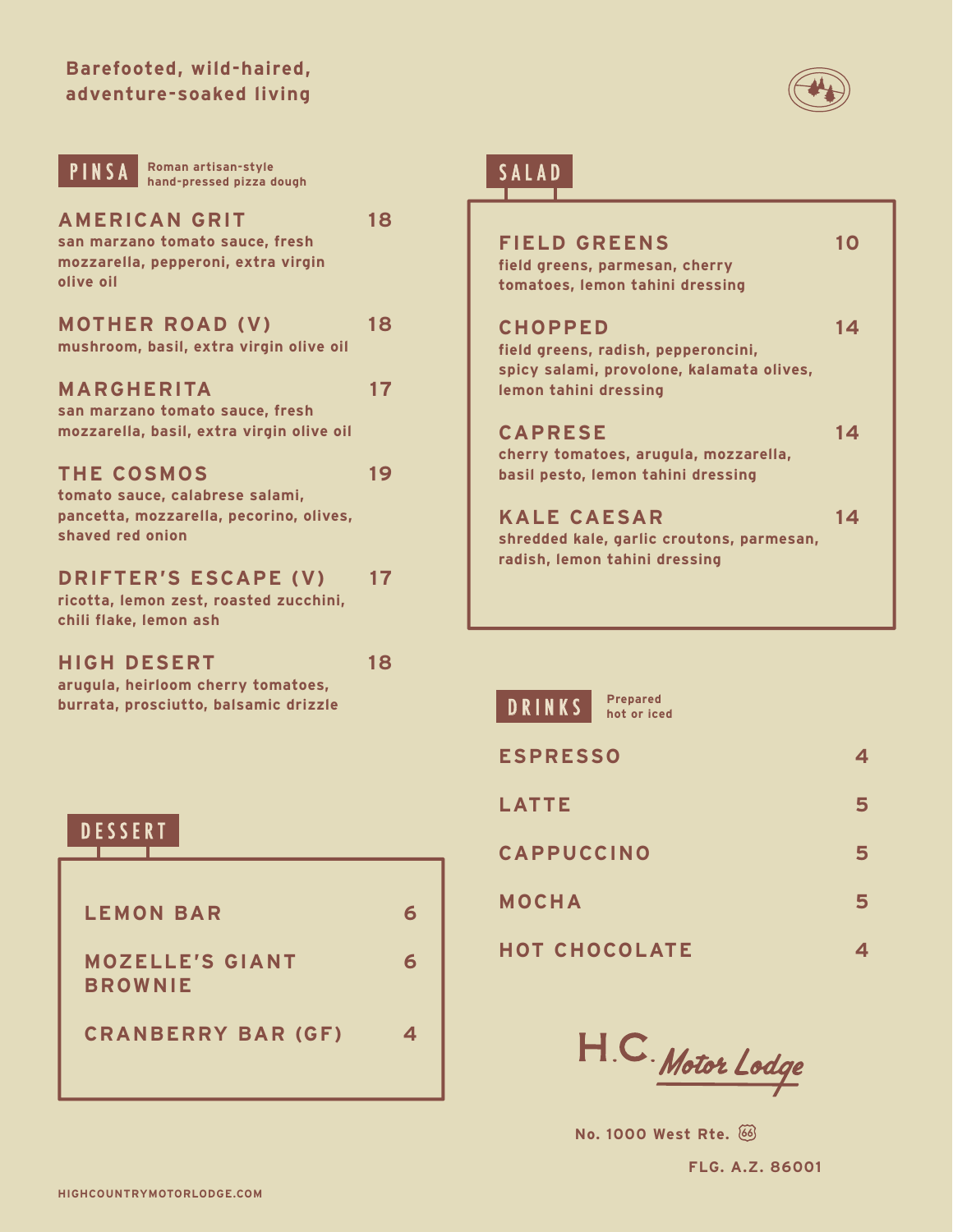**Barefooted, wild-haired, adventure-soaked living**

## PINSA

Roman artisan-style hand-pressed pizza dough

### AMERICAN GRIT — 18
san marzano tomato sauce, fresh mozzarella, pepperoni, extra virgin olive oil

### MOTHER ROAD (V) — 18
mushroom, basil, extra virgin olive oil

### MARGHERITA — 17
san marzano tomato sauce, fresh mozzarella, basil, extra virgin olive oil

### THE COSMOS — 19
tomato sauce, calabrese salami, pancetta, mozzarella, pecorino, olives, shaved red onion

### DRIFTER'S ESCAPE (V) — 17
ricotta, lemon zest, roasted zucchini, chili flake, lemon ash

### HIGH DESERT — 18
arugula, heirloom cherry tomatoes, burrata, prosciutto, balsamic drizzle

## DESSERT

| | |
|---|---|
| LEMON BAR | 6 |
| MOZELLE'S GIANT BROWNIE | 6 |
| CRANBERRY BAR (GF) | 4 |

## SALAD

### FIELD GREENS — 10
field greens, parmesan, cherry tomatoes, lemon tahini dressing

### CHOPPED — 14
field greens, radish, pepperoncini, spicy salami, provolone, kalamata olives, lemon tahini dressing

### CAPRESE — 14
cherry tomatoes, arugula, mozzarella, basil pesto, lemon tahini dressing

### KALE CAESAR — 14
shredded kale, garlic croutons, parmesan, radish, lemon tahini dressing

## DRINKS

Prepared hot or iced

| | |
|---|---|
| ESPRESSO | 4 |
| LATTE | 5 |
| CAPPUCCINO | 5 |
| MOCHA | 5 |
| HOT CHOCOLATE | 4 |

H.C. Motor Lodge

No. 1000 West Rte. 66

FLG. A.Z. 86001

HIGHCOUNTRYMOTORLODGE.COM